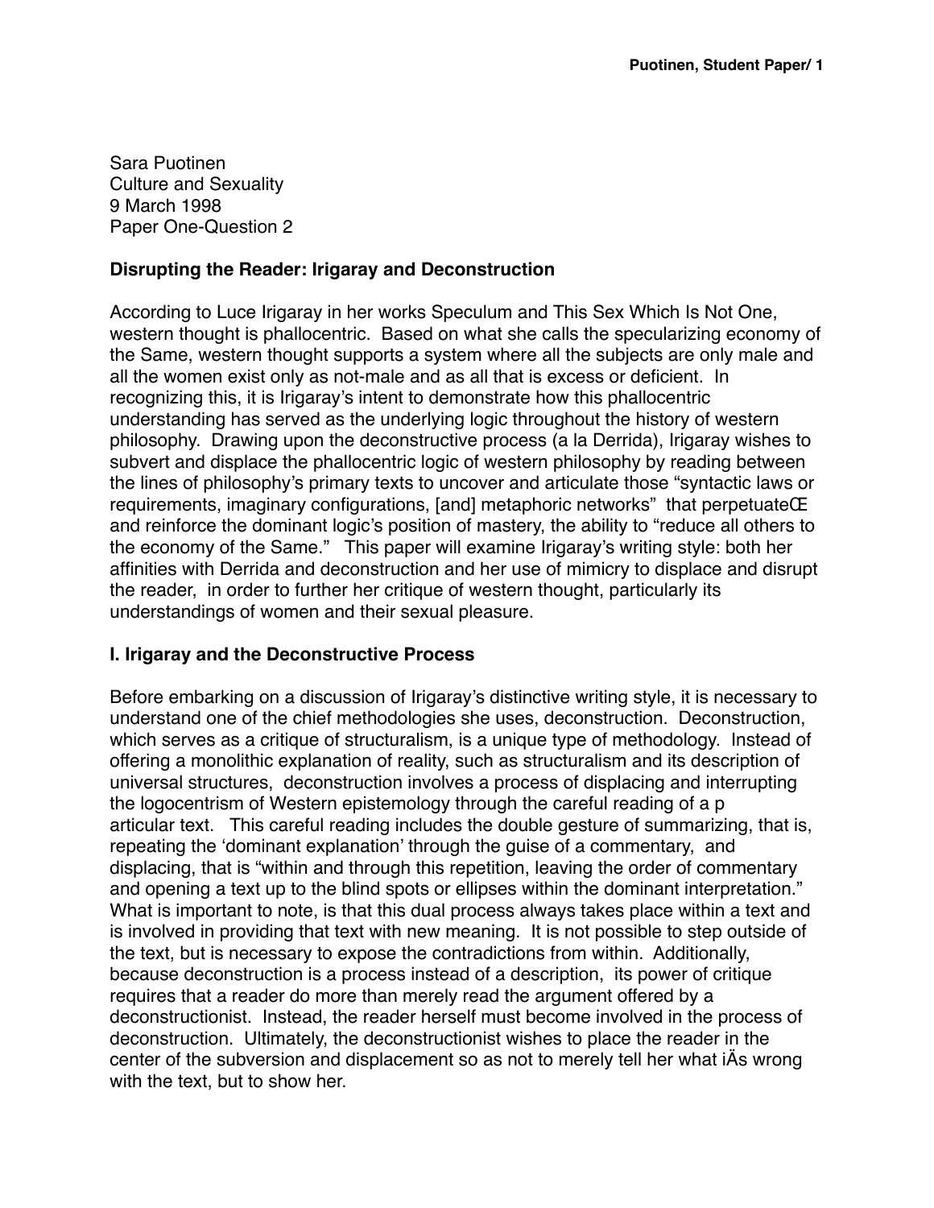Sara Puotinen
Culture and Sexuality
9 March 1998
Paper One-Question 2

**Disrupting the Reader: Irigaray and Deconstruction**

According to Luce Irigaray in her works Speculum and This Sex Which Is Not One, western thought is phallocentric. Based on what she calls the specularizing economy of the Same, western thought supports a system where all the subjects are only male and all the women exist only as not-male and as all that is excess or deficient. In recognizing this, it is Irigaray's intent to demonstrate how this phallocentric understanding has served as the underlying logic throughout the history of western philosophy. Drawing upon the deconstructive process (a la Derrida), Irigaray wishes to subvert and displace the phallocentric logic of western philosophy by reading between the lines of philosophy's primary texts to uncover and articulate those "syntactic laws or requirements, imaginary configurations, [and] metaphoric networks" that perpetuateŒ and reinforce the dominant logic's position of mastery, the ability to "reduce all others to the economy of the Same." This paper will examine Irigaray's writing style: both her affinities with Derrida and deconstruction and her use of mimicry to displace and disrupt the reader, in order to further her critique of western thought, particularly its understandings of women and their sexual pleasure.

**I. Irigaray and the Deconstructive Process**

Before embarking on a discussion of Irigaray's distinctive writing style, it is necessary to understand one of the chief methodologies she uses, deconstruction. Deconstruction, which serves as a critique of structuralism, is a unique type of methodology. Instead of offering a monolithic explanation of reality, such as structuralism and its description of universal structures, deconstruction involves a process of displacing and interrupting the logocentrism of Western epistemology through the careful reading of a p articular text. This careful reading includes the double gesture of summarizing, that is, repeating the 'dominant explanation' through the guise of a commentary, and displacing, that is "within and through this repetition, leaving the order of commentary and opening a text up to the blind spots or ellipses within the dominant interpretation." What is important to note, is that this dual process always takes place within a text and is involved in providing that text with new meaning. It is not possible to step outside of the text, but is necessary to expose the contradictions from within. Additionally, because deconstruction is a process instead of a description, its power of critique requires that a reader do more than merely read the argument offered by a deconstructionist. Instead, the reader herself must become involved in the process of deconstruction. Ultimately, the deconstructionist wishes to place the reader in the center of the subversion and displacement so as not to merely tell her what iÄs wrong with the text, but to show her.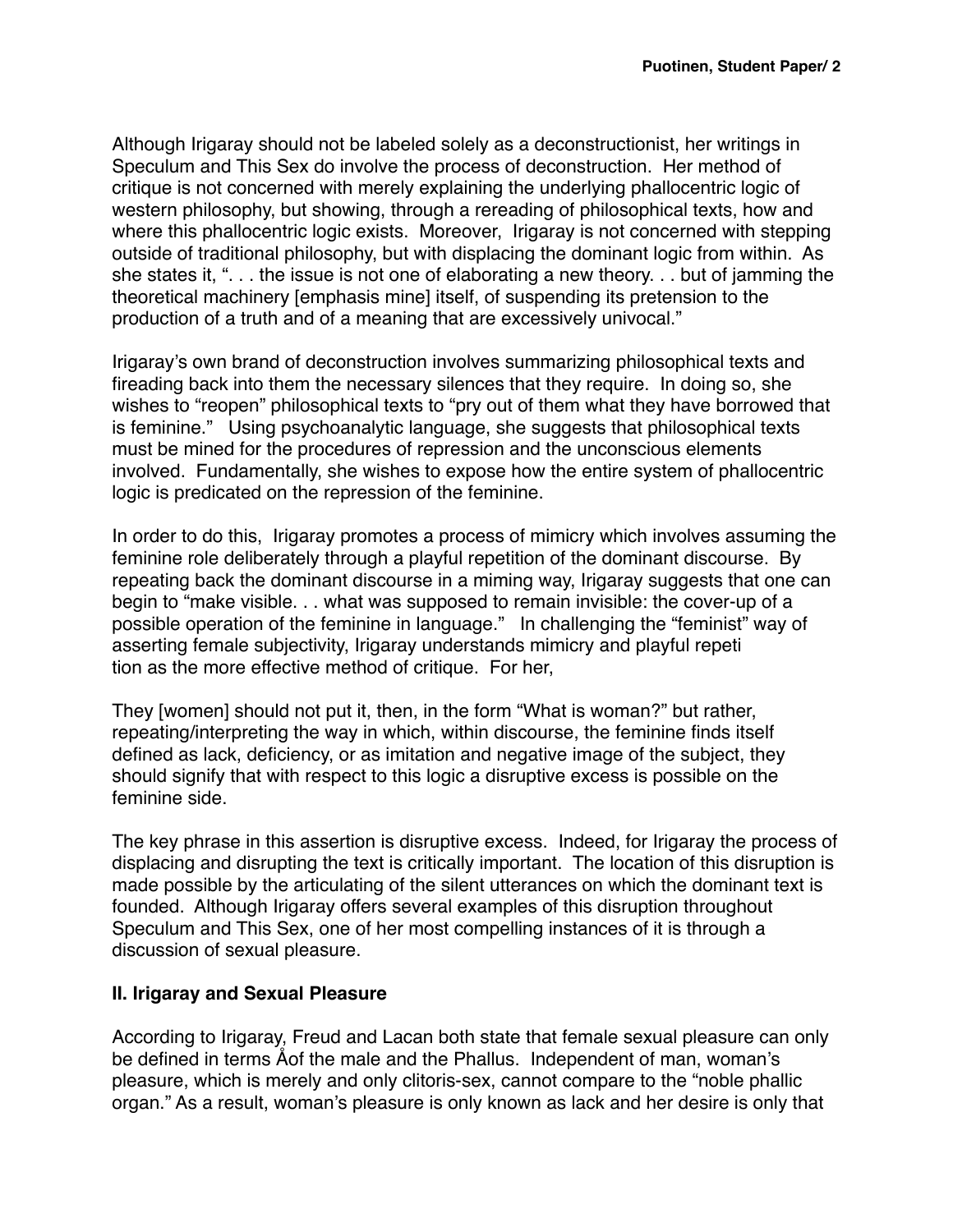Although Irigaray should not be labeled solely as a deconstructionist, her writings in Speculum and This Sex do involve the process of deconstruction. Her method of critique is not concerned with merely explaining the underlying phallocentric logic of western philosophy, but showing, through a rereading of philosophical texts, how and where this phallocentric logic exists. Moreover, Irigaray is not concerned with stepping outside of traditional philosophy, but with displacing the dominant logic from within. As she states it, ". . . the issue is not one of elaborating a new theory. . . but of jamming the theoretical machinery [emphasis mine] itself, of suspending its pretension to the production of a truth and of a meaning that are excessively univocal."

Irigaray's own brand of deconstruction involves summarizing philosophical texts and fireading back into them the necessary silences that they require. In doing so, she wishes to "reopen" philosophical texts to "pry out of them what they have borrowed that is feminine." Using psychoanalytic language, she suggests that philosophical texts must be mined for the procedures of repression and the unconscious elements involved. Fundamentally, she wishes to expose how the entire system of phallocentric logic is predicated on the repression of the feminine.

In order to do this, Irigaray promotes a process of mimicry which involves assuming the feminine role deliberately through a playful repetition of the dominant discourse. By repeating back the dominant discourse in a miming way, Irigaray suggests that one can begin to "make visible. . . what was supposed to remain invisible: the cover-up of a possible operation of the feminine in language." In challenging the "feminist" way of asserting female subjectivity, Irigaray understands mimicry and playful repeti tion as the more effective method of critique. For her,

They [women] should not put it, then, in the form "What is woman?" but rather, repeating/interpreting the way in which, within discourse, the feminine finds itself defined as lack, deficiency, or as imitation and negative image of the subject, they should signify that with respect to this logic a disruptive excess is possible on the feminine side.

The key phrase in this assertion is disruptive excess. Indeed, for Irigaray the process of displacing and disrupting the text is critically important. The location of this disruption is made possible by the articulating of the silent utterances on which the dominant text is founded. Although Irigaray offers several examples of this disruption throughout Speculum and This Sex, one of her most compelling instances of it is through a discussion of sexual pleasure.

## II. Irigaray and Sexual Pleasure

According to Irigaray, Freud and Lacan both state that female sexual pleasure can only be defined in terms Åof the male and the Phallus. Independent of man, woman's pleasure, which is merely and only clitoris-sex, cannot compare to the "noble phallic organ." As a result, woman's pleasure is only known as lack and her desire is only that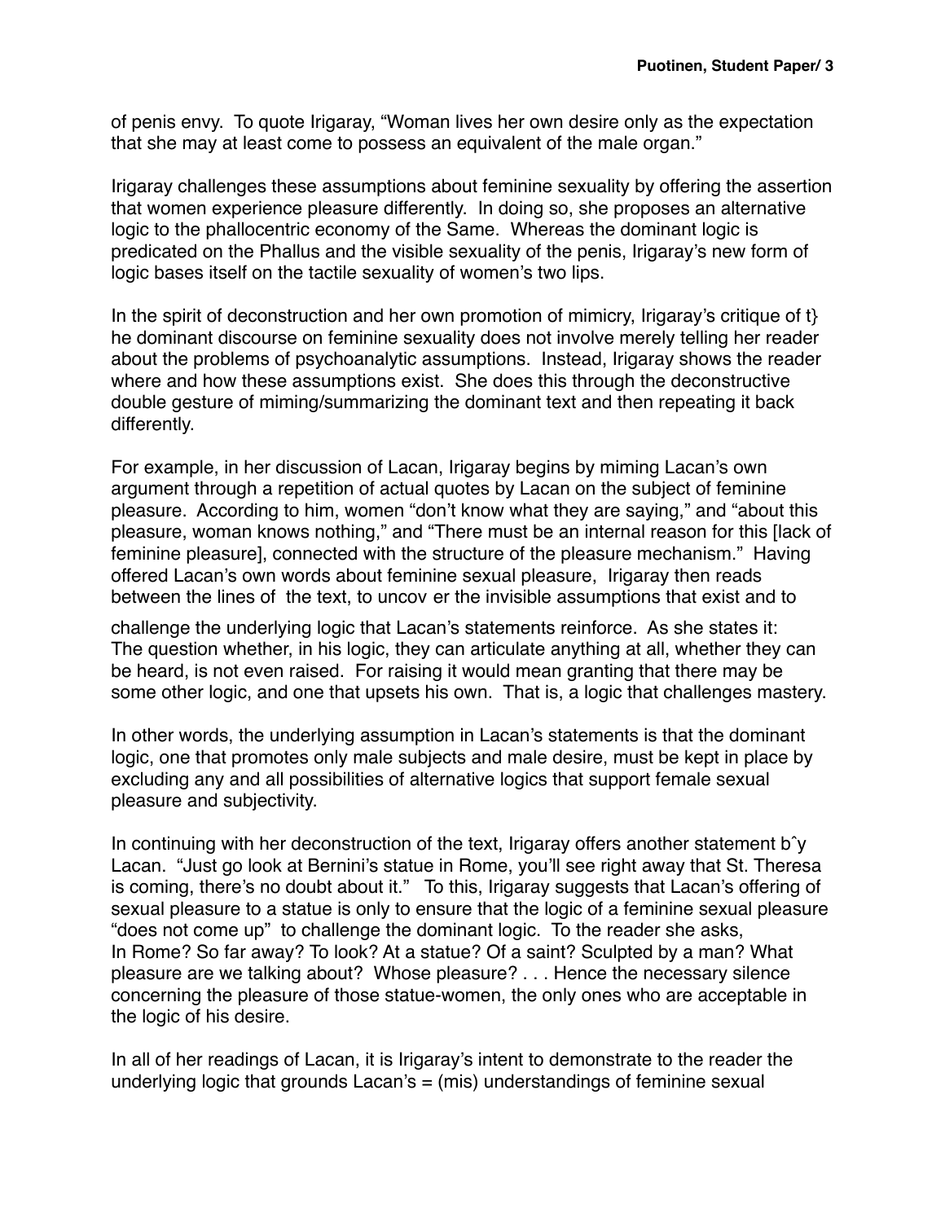of penis envy. To quote Irigaray, "Woman lives her own desire only as the expectation that she may at least come to possess an equivalent of the male organ."

Irigaray challenges these assumptions about feminine sexuality by offering the assertion that women experience pleasure differently. In doing so, she proposes an alternative logic to the phallocentric economy of the Same. Whereas the dominant logic is predicated on the Phallus and the visible sexuality of the penis, Irigaray's new form of logic bases itself on the tactile sexuality of women's two lips.

In the spirit of deconstruction and her own promotion of mimicry, Irigaray's critique of t} he dominant discourse on feminine sexuality does not involve merely telling her reader about the problems of psychoanalytic assumptions. Instead, Irigaray shows the reader where and how these assumptions exist. She does this through the deconstructive double gesture of miming/summarizing the dominant text and then repeating it back differently.

For example, in her discussion of Lacan, Irigaray begins by miming Lacan's own argument through a repetition of actual quotes by Lacan on the subject of feminine pleasure. According to him, women "don't know what they are saying," and "about this pleasure, woman knows nothing," and "There must be an internal reason for this [lack of feminine pleasure], connected with the structure of the pleasure mechanism." Having offered Lacan's own words about feminine sexual pleasure, Irigaray then reads between the lines of the text, to uncov er the invisible assumptions that exist and to challenge the underlying logic that Lacan's statements reinforce. As she states it:

The question whether, in his logic, they can articulate anything at all, whether they can be heard, is not even raised. For raising it would mean granting that there may be some other logic, and one that upsets his own. That is, a logic that challenges mastery.

In other words, the underlying assumption in Lacan's statements is that the dominant logic, one that promotes only male subjects and male desire, must be kept in place by excluding any and all possibilities of alternative logics that support female sexual pleasure and subjectivity.

In continuing with her deconstruction of the text, Irigaray offers another statement bˆy Lacan. "Just go look at Bernini's statue in Rome, you'll see right away that St. Theresa is coming, there's no doubt about it." To this, Irigaray suggests that Lacan's offering of sexual pleasure to a statue is only to ensure that the logic of a feminine sexual pleasure "does not come up" to challenge the dominant logic. To the reader she asks,

In Rome? So far away? To look? At a statue? Of a saint? Sculpted by a man? What pleasure are we talking about? Whose pleasure? . . . Hence the necessary silence concerning the pleasure of those statue-women, the only ones who are acceptable in the logic of his desire.

In all of her readings of Lacan, it is Irigaray's intent to demonstrate to the reader the underlying logic that grounds Lacan's = (mis) understandings of feminine sexual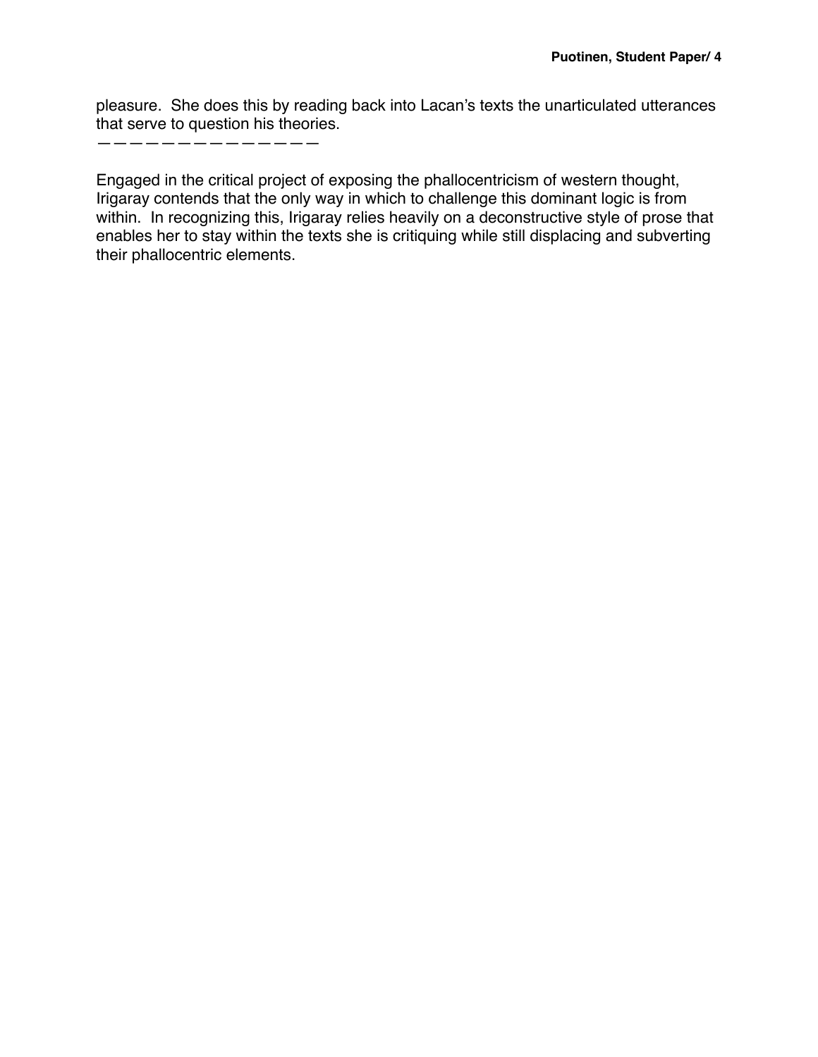pleasure. She does this by reading back into Lacan's texts the unarticulated utterances that serve to question his theories.

———————————————

Engaged in the critical project of exposing the phallocentricism of western thought, Irigaray contends that the only way in which to challenge this dominant logic is from within. In recognizing this, Irigaray relies heavily on a deconstructive style of prose that enables her to stay within the texts she is critiquing while still displacing and subverting their phallocentric elements.